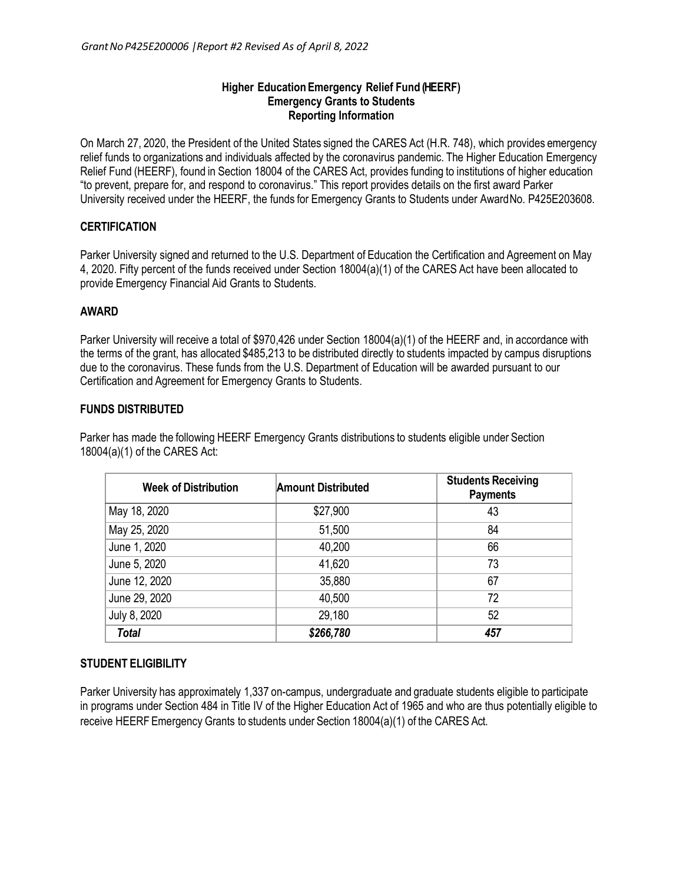*Grant No P425E200006 | Report #2 Revised As of April 8, 2022*

**Higher Education Emergency Relief Fund (HEERF)**
**Emergency Grants to Students**
**Reporting Information**

On March 27, 2020, the President of the United States signed the CARES Act (H.R. 748), which provides emergency relief funds to organizations and individuals affected by the coronavirus pandemic. The Higher Education Emergency Relief Fund (HEERF), found in Section 18004 of the CARES Act, provides funding to institutions of higher education "to prevent, prepare for, and respond to coronavirus." This report provides details on the first award Parker University received under the HEERF, the funds for Emergency Grants to Students under Award No. P425E203608.

## CERTIFICATION

Parker University signed and returned to the U.S. Department of Education the Certification and Agreement on May 4, 2020. Fifty percent of the funds received under Section 18004(a)(1) of the CARES Act have been allocated to provide Emergency Financial Aid Grants to Students.

## AWARD

Parker University will receive a total of $970,426 under Section 18004(a)(1) of the HEERF and, in accordance with the terms of the grant, has allocated $485,213 to be distributed directly to students impacted by campus disruptions due to the coronavirus. These funds from the U.S. Department of Education will be awarded pursuant to our Certification and Agreement for Emergency Grants to Students.

## FUNDS DISTRIBUTED

Parker has made the following HEERF Emergency Grants distributions to students eligible under Section 18004(a)(1) of the CARES Act:

| Week of Distribution | Amount Distributed | Students Receiving Payments |
|---|---|---|
| May 18, 2020 | $27,900 | 43 |
| May 25, 2020 | 51,500 | 84 |
| June 1, 2020 | 40,200 | 66 |
| June 5, 2020 | 41,620 | 73 |
| June 12, 2020 | 35,880 | 67 |
| June 29, 2020 | 40,500 | 72 |
| July 8, 2020 | 29,180 | 52 |
| ***Total*** | ***$266,780*** | ***457*** |

## STUDENT ELIGIBILITY

Parker University has approximately 1,337 on-campus, undergraduate and graduate students eligible to participate in programs under Section 484 in Title IV of the Higher Education Act of 1965 and who are thus potentially eligible to receive HEERF Emergency Grants to students under Section 18004(a)(1) of the CARES Act.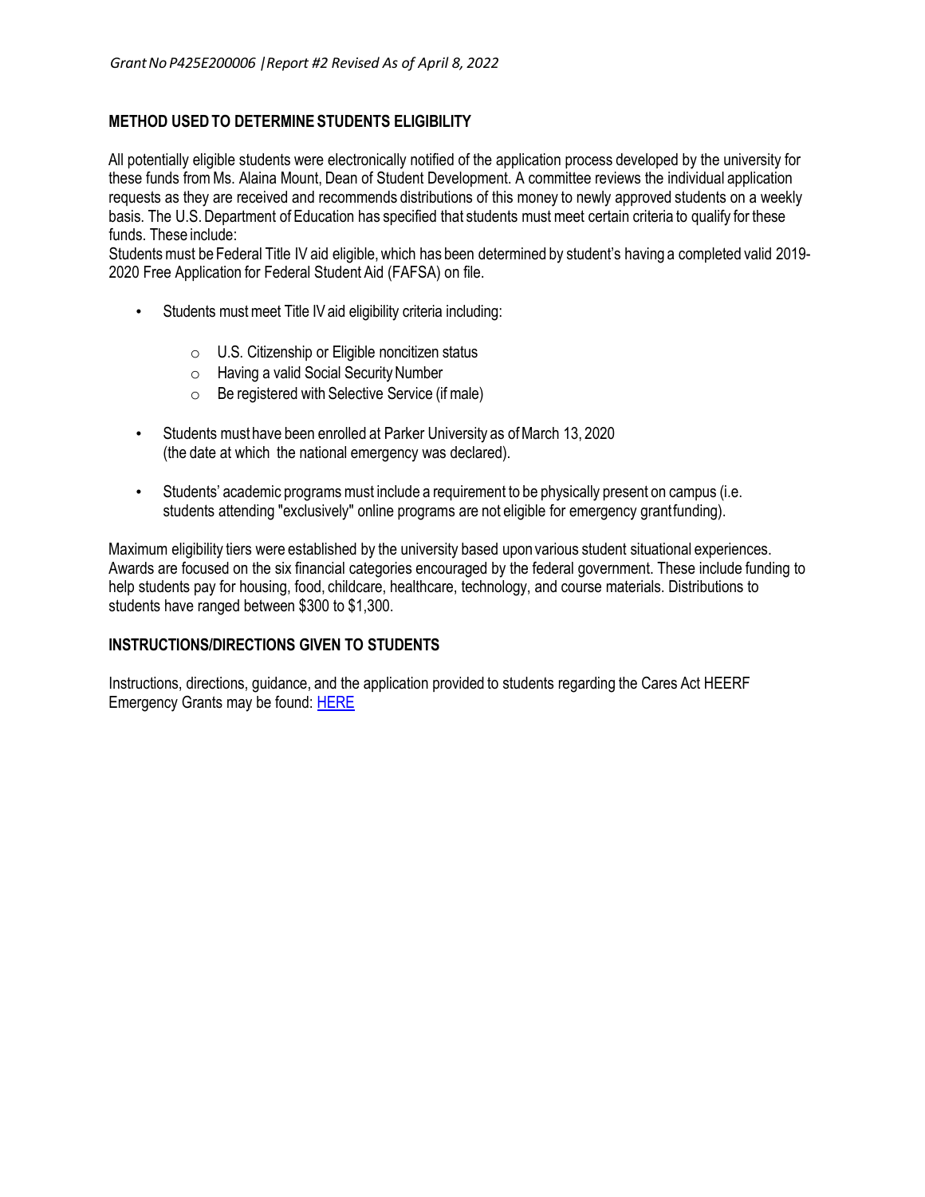**METHOD USED TO DETERMINE STUDENTS ELIGIBILITY**

All potentially eligible students were electronically notified of the application process developed by the university for these funds from Ms. Alaina Mount, Dean of Student Development. A committee reviews the individual application requests as they are received and recommends distributions of this money to newly approved students on a weekly basis. The U.S. Department of Education has specified that students must meet certain criteria to qualify for these funds. These include:
Students must be Federal Title IV aid eligible, which has been determined by student's having a completed valid 2019-2020 Free Application for Federal Student Aid (FAFSA) on file.

- Students must meet Title IV aid eligibility criteria including:
  - U.S. Citizenship or Eligible noncitizen status
  - Having a valid Social Security Number
  - Be registered with Selective Service (if male)
- Students must have been enrolled at Parker University as of March 13, 2020 (the date at which the national emergency was declared).
- Students' academic programs must include a requirement to be physically present on campus (i.e. students attending "exclusively" online programs are not eligible for emergency grant funding).

Maximum eligibility tiers were established by the university based upon various student situational experiences. Awards are focused on the six financial categories encouraged by the federal government. These include funding to help students pay for housing, food, childcare, healthcare, technology, and course materials. Distributions to students have ranged between $300 to $1,300.

**INSTRUCTIONS/DIRECTIONS GIVEN TO STUDENTS**

Instructions, directions, guidance, and the application provided to students regarding the Cares Act HEERF Emergency Grants may be found: HERE